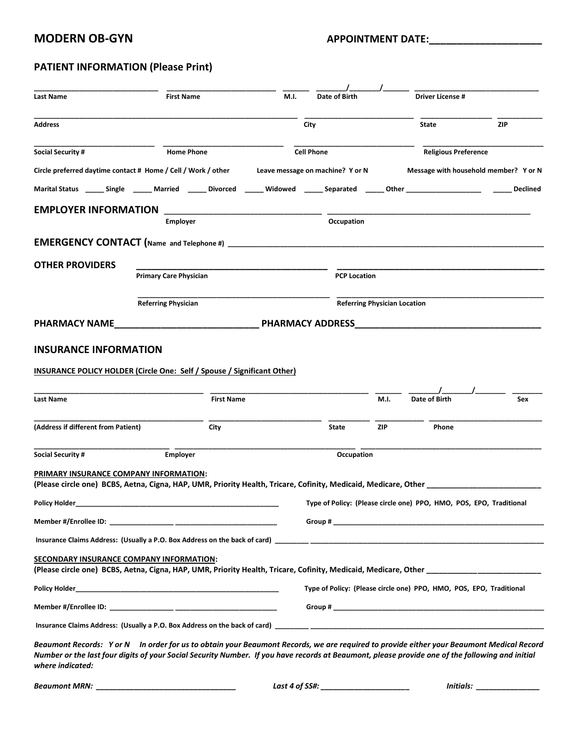# MODERN OB-GYN

**APPOINTMENT DATE:____________________**

## PATIENT INFORMATION (Please Print)

____________________________ ________________________ ______ _______/_______/______ ______________________________

**Last Name** **First Name** **M.I.** **Date of Birth** **Driver License #**

______________________________________________________________ __________________________ ________________ __________

**Address** **City** **State** **ZIP**

____________________________ ____________________________ ____________________________ ______________________________

**Social Security #** **Home Phone** **Cell Phone** **Religious Preference**

**Circle preferred daytime contact # Home / Cell / Work / other** **Leave message on machine? Y or N** **Message with household member? Y or N**

**Marital Status _____ Single _____ Married _____ Divorced _____ Widowed _____ Separated _____ Other ___________________ _____ Declined**

## EMPLOYER INFORMATION

________________________________ ____________________________________________

**Employer** **Occupation**

## EMERGENCY CONTACT (Name and Telephone #) ______________________________________________________________________

## OTHER PROVIDERS

________________________________________ ________________________________________

**Primary Care Physician** **PCP Location**

________________________________________ ________________________________________

**Referring Physician** **Referring Physician Location**

## PHARMACY NAME___________________________ PHARMACY ADDRESS___________________________________

## INSURANCE INFORMATION

**INSURANCE POLICY HOLDER (Circle One: Self / Spouse / Significant Other)**

________________________________________ ____________________________________ ______ _______/_______/_______ _______

**Last Name** **First Name** **M.I.** **Date of Birth** **Sex**

________________________________________ __________________________ __________ ___________ __________________________

**(Address if different from Patient)** **City** **State** **ZIP** **Phone**

________________________________ __________________________________________ __________________________________________

**Social Security #** **Employer** **Occupation**

**PRIMARY INSURANCE COMPANY INFORMATION:**
**(Please circle one) BCBS, Aetna, Cigna, HAP, UMR, Priority Health, Tricare, Cofinity, Medicaid, Medicare, Other __________________________**

**Policy Holder**_____________________________________________________ **Type of Policy: (Please circle one) PPO, HMO, POS, EPO, Traditional**

**Member #/Enrollee ID:** ________________ _________________________ **Group #** ________________________________________________________

**Insurance Claims Address: (Usually a P.O. Box Address on the back of card)** _________ ______________________________________________________________

**SECONDARY INSURANCE COMPANY INFORMATION:**
**(Please circle one) BCBS, Aetna, Cigna, HAP, UMR, Priority Health, Tricare, Cofinity, Medicaid, Medicare, Other ____________________________**

**Policy Holder**_____________________________________________________ **Type of Policy: (Please circle one) PPO, HMO, POS, EPO, Traditional**

**Member #/Enrollee ID:** ________________ _________________________ **Group #** ________________________________________________________

**Insurance Claims Address: (Usually a P.O. Box Address on the back of card)** _________ ______________________________________________________________

***Beaumont Records: Y or N In order for us to obtain your Beaumont Records, we are required to provide either your Beaumont Medical Record Number or the last four digits of your Social Security Number. If you have records at Beaumont, please provide one of the following and initial where indicated:***

***Beaumont MRN:*** _________________________________ ***Last 4 of SS#:*** _____________________ ***Initials:*** _______________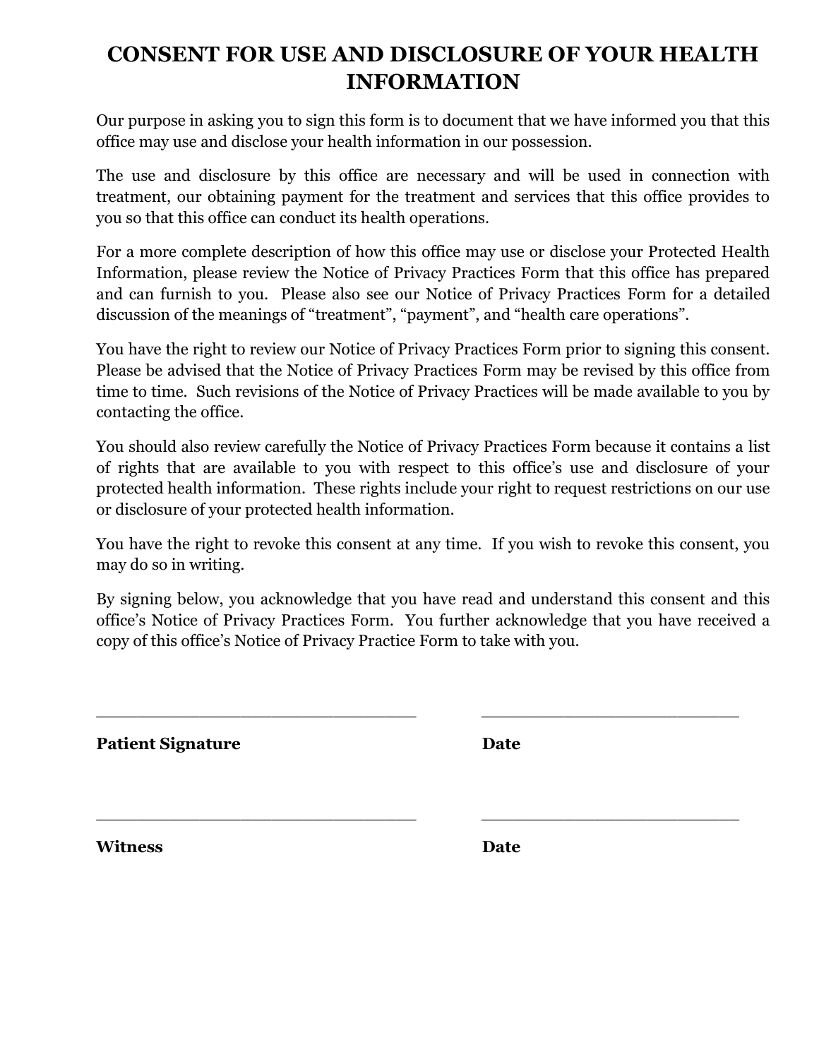# CONSENT FOR USE AND DISCLOSURE OF YOUR HEALTH INFORMATION

Our purpose in asking you to sign this form is to document that we have informed you that this office may use and disclose your health information in our possession.

The use and disclosure by this office are necessary and will be used in connection with treatment, our obtaining payment for the treatment and services that this office provides to you so that this office can conduct its health operations.

For a more complete description of how this office may use or disclose your Protected Health Information, please review the Notice of Privacy Practices Form that this office has prepared and can furnish to you. Please also see our Notice of Privacy Practices Form for a detailed discussion of the meanings of "treatment", "payment", and "health care operations".

You have the right to review our Notice of Privacy Practices Form prior to signing this consent. Please be advised that the Notice of Privacy Practices Form may be revised by this office from time to time. Such revisions of the Notice of Privacy Practices will be made available to you by contacting the office.

You should also review carefully the Notice of Privacy Practices Form because it contains a list of rights that are available to you with respect to this office's use and disclosure of your protected health information. These rights include your right to request restrictions on our use or disclosure of your protected health information.

You have the right to revoke this consent at any time. If you wish to revoke this consent, you may do so in writing.

By signing below, you acknowledge that you have read and understand this consent and this office's Notice of Privacy Practices Form. You further acknowledge that you have received a copy of this office's Notice of Privacy Practice Form to take with you.

\_\_\_\_\_\_\_\_\_\_\_\_\_\_\_\_\_\_\_\_\_\_\_\_\_\_\_\_\_\_\_\_ \_\_\_\_\_\_\_\_\_\_\_\_\_\_\_\_\_\_\_\_\_\_\_\_\_\_

**Patient Signature** **Date**

\_\_\_\_\_\_\_\_\_\_\_\_\_\_\_\_\_\_\_\_\_\_\_\_\_\_\_\_\_\_\_\_ \_\_\_\_\_\_\_\_\_\_\_\_\_\_\_\_\_\_\_\_\_\_\_\_\_\_

**Witness** **Date**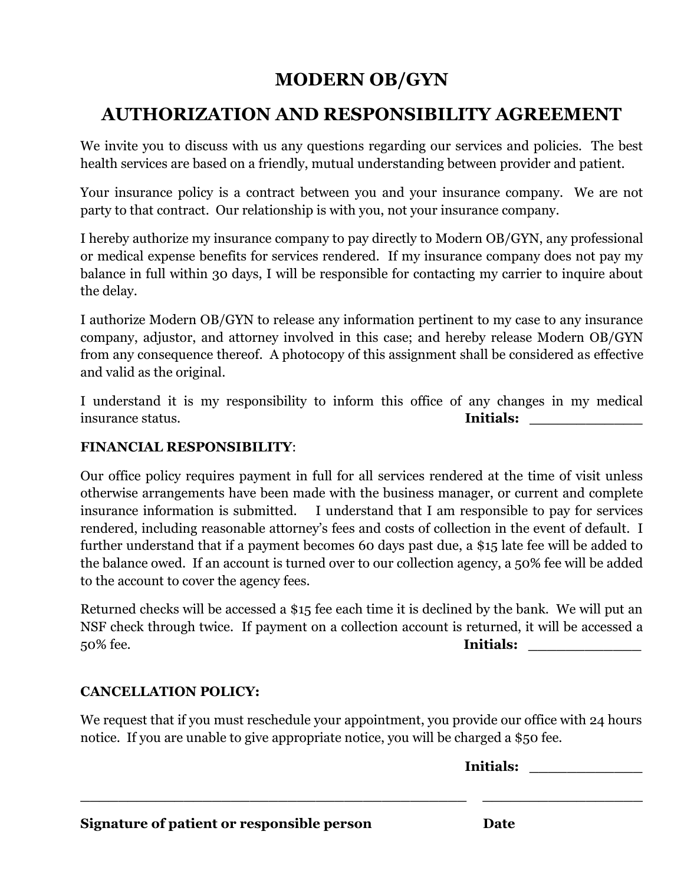# MODERN OB/GYN

## AUTHORIZATION AND RESPONSIBILITY AGREEMENT

We invite you to discuss with us any questions regarding our services and policies. The best health services are based on a friendly, mutual understanding between provider and patient.

Your insurance policy is a contract between you and your insurance company. We are not party to that contract. Our relationship is with you, not your insurance company.

I hereby authorize my insurance company to pay directly to Modern OB/GYN, any professional or medical expense benefits for services rendered. If my insurance company does not pay my balance in full within 30 days, I will be responsible for contacting my carrier to inquire about the delay.

I authorize Modern OB/GYN to release any information pertinent to my case to any insurance company, adjustor, and attorney involved in this case; and hereby release Modern OB/GYN from any consequence thereof. A photocopy of this assignment shall be considered as effective and valid as the original.

I understand it is my responsibility to inform this office of any changes in my medical insurance status. **Initials:** _____________

**FINANCIAL RESPONSIBILITY**:

Our office policy requires payment in full for all services rendered at the time of visit unless otherwise arrangements have been made with the business manager, or current and complete insurance information is submitted. I understand that I am responsible to pay for services rendered, including reasonable attorney's fees and costs of collection in the event of default. I further understand that if a payment becomes 60 days past due, a $15 late fee will be added to the balance owed. If an account is turned over to our collection agency, a 50% fee will be added to the account to cover the agency fees.

Returned checks will be accessed a $15 fee each time it is declined by the bank. We will put an NSF check through twice. If payment on a collection account is returned, it will be accessed a 50% fee. **Initials:** _____________

**CANCELLATION POLICY:**

We request that if you must reschedule your appointment, you provide our office with 24 hours notice. If you are unable to give appropriate notice, you will be charged a $50 fee.

**Initials:** _____________

_______________________________________________ ____________________

**Signature of patient or responsible person** **Date**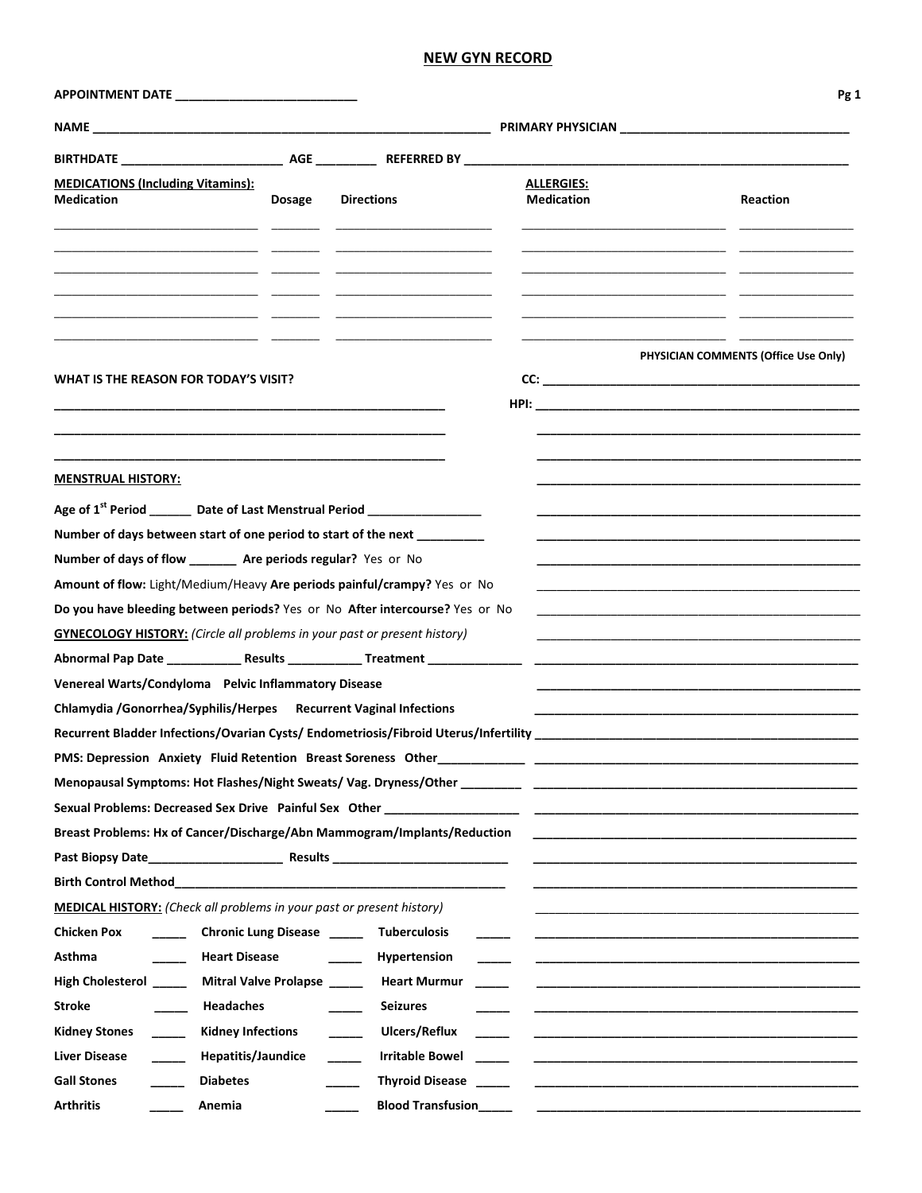# NEW GYN RECORD

**APPOINTMENT DATE** ___________________________

**NAME** ____________________________________________________________ **PRIMARY PHYSICIAN** __________________________________

**BIRTHDATE** ________________________ **AGE** _________ **REFERRED BY** ________________________________________________________

**MEDICATIONS (Including Vitamins):**

| Medication | Dosage | Directions |
|---|---|---|
| | | |
| | | |
| | | |
| | | |
| | | |
| | | |

**ALLERGIES:**

| Medication | Reaction |
|---|---|
| | |
| | |
| | |
| | |
| | |
| | |

**PHYSICIAN COMMENTS (Office Use Only)**

**CC:** ________________________________________________

**HPI:** ________________________________________________

**WHAT IS THE REASON FOR TODAY'S VISIT?**

____________________________________________________________

____________________________________________________________

____________________________________________________________

**MENSTRUAL HISTORY:**

**Age of 1st Period** _______ **Date of Last Menstrual Period** _________________

**Number of days between start of one period to start of the next** __________

**Number of days of flow** _______ **Are periods regular?** Yes or No

**Amount of flow:** Light/Medium/Heavy **Are periods painful/crampy?** Yes or No

**Do you have bleeding between periods?** Yes or No **After intercourse?** Yes or No

**GYNECOLOGY HISTORY:** *(Circle all problems in your past or present history)*

**Abnormal Pap Date** ___________ **Results** ___________ **Treatment** ______________

**Venereal Warts/Condyloma Pelvic Inflammatory Disease**

**Chlamydia /Gonorrhea/Syphilis/Herpes Recurrent Vaginal Infections**

**Recurrent Bladder Infections/Ovarian Cysts/ Endometriosis/Fibroid Uterus/Infertility**

**PMS: Depression Anxiety Fluid Retention Breast Soreness Other**_____________

**Menopausal Symptoms: Hot Flashes/Night Sweats/ Vag. Dryness/Other** _________

**Sexual Problems: Decreased Sex Drive Painful Sex Other** ____________________

**Breast Problems: Hx of Cancer/Discharge/Abn Mammogram/Implants/Reduction**

**Past Biopsy Date**____________________ **Results** ___________________________

**Birth Control Method**___________________________________________________

**MEDICAL HISTORY:** *(Check all problems in your past or present history)*

| | | | | | |
|---|---|---|---|---|---|
| **Chicken Pox** | _____ | **Chronic Lung Disease** | _____ | **Tuberculosis** | _____ |
| **Asthma** | _____ | **Heart Disease** | _____ | **Hypertension** | _____ |
| **High Cholesterol** | _____ | **Mitral Valve Prolapse** | _____ | **Heart Murmur** | _____ |
| **Stroke** | _____ | **Headaches** | _____ | **Seizures** | _____ |
| **Kidney Stones** | _____ | **Kidney Infections** | _____ | **Ulcers/Reflux** | _____ |
| **Liver Disease** | _____ | **Hepatitis/Jaundice** | _____ | **Irritable Bowel** | _____ |
| **Gall Stones** | _____ | **Diabetes** | _____ | **Thyroid Disease** | _____ |
| **Arthritis** | _____ | **Anemia** | _____ | **Blood Transfusion** | _____ |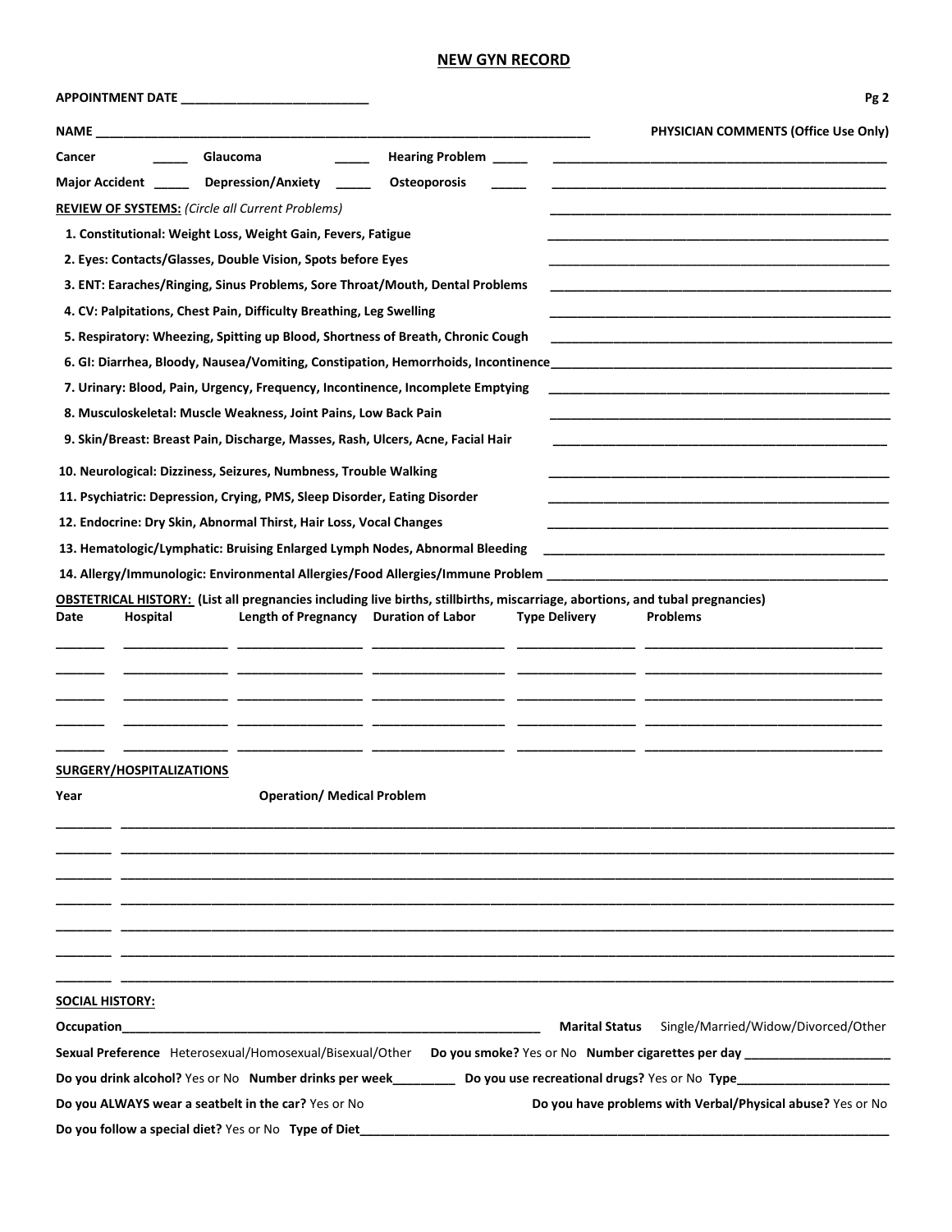## NEW GYN RECORD

**APPOINTMENT DATE** ___________________________

**Pg 2**

**NAME** ________________________________________________________________________

**PHYSICIAN COMMENTS (Office Use Only)**

**Cancer** _____ **Glaucoma** _____ **Hearing Problem** _____

**Major Accident** _____ **Depression/Anxiety** _____ **Osteoporosis** _____

**REVIEW OF SYSTEMS:** *(Circle all Current Problems)*

1. **Constitutional: Weight Loss, Weight Gain, Fevers, Fatigue**
2. **Eyes: Contacts/Glasses, Double Vision, Spots before Eyes**
3. **ENT: Earaches/Ringing, Sinus Problems, Sore Throat/Mouth, Dental Problems**
4. **CV: Palpitations, Chest Pain, Difficulty Breathing, Leg Swelling**
5. **Respiratory: Wheezing, Spitting up Blood, Shortness of Breath, Chronic Cough**
6. **GI: Diarrhea, Bloody, Nausea/Vomiting, Constipation, Hemorrhoids, Incontinence**
7. **Urinary: Blood, Pain, Urgency, Frequency, Incontinence, Incomplete Emptying**
8. **Musculoskeletal: Muscle Weakness, Joint Pains, Low Back Pain**
9. **Skin/Breast: Breast Pain, Discharge, Masses, Rash, Ulcers, Acne, Facial Hair**
10. **Neurological: Dizziness, Seizures, Numbness, Trouble Walking**
11. **Psychiatric: Depression, Crying, PMS, Sleep Disorder, Eating Disorder**
12. **Endocrine: Dry Skin, Abnormal Thirst, Hair Loss, Vocal Changes**
13. **Hematologic/Lymphatic: Bruising Enlarged Lymph Nodes, Abnormal Bleeding**
14. **Allergy/Immunologic: Environmental Allergies/Food Allergies/Immune Problem**

**OBSTETRICAL HISTORY: (List all pregnancies including live births, stillbirths, miscarriage, abortions, and tubal pregnancies)**

| Date | Hospital | Length of Pregnancy | Duration of Labor | Type Delivery | Problems |
|---|---|---|---|---|---|
| | | | | | |
| | | | | | |
| | | | | | |
| | | | | | |
| | | | | | |

**SURGERY/HOSPITALIZATIONS**

| Year | Operation/ Medical Problem |
|---|---|
| | |
| | |
| | |
| | |
| | |
| | |
| | |

**SOCIAL HISTORY:**

**Occupation**_______________________________________________ **Marital Status** Single/Married/Widow/Divorced/Other

**Sexual Preference** Heterosexual/Homosexual/Bisexual/Other **Do you smoke?** Yes or No **Number cigarettes per day** _____________________

**Do you drink alcohol?** Yes or No **Number drinks per week**_________ **Do you use recreational drugs?** Yes or No **Type**______________________

**Do you ALWAYS wear a seatbelt in the car?** Yes or No **Do you have problems with Verbal/Physical abuse?** Yes or No

**Do you follow a special diet?** Yes or No **Type of Diet**_______________________________________________________________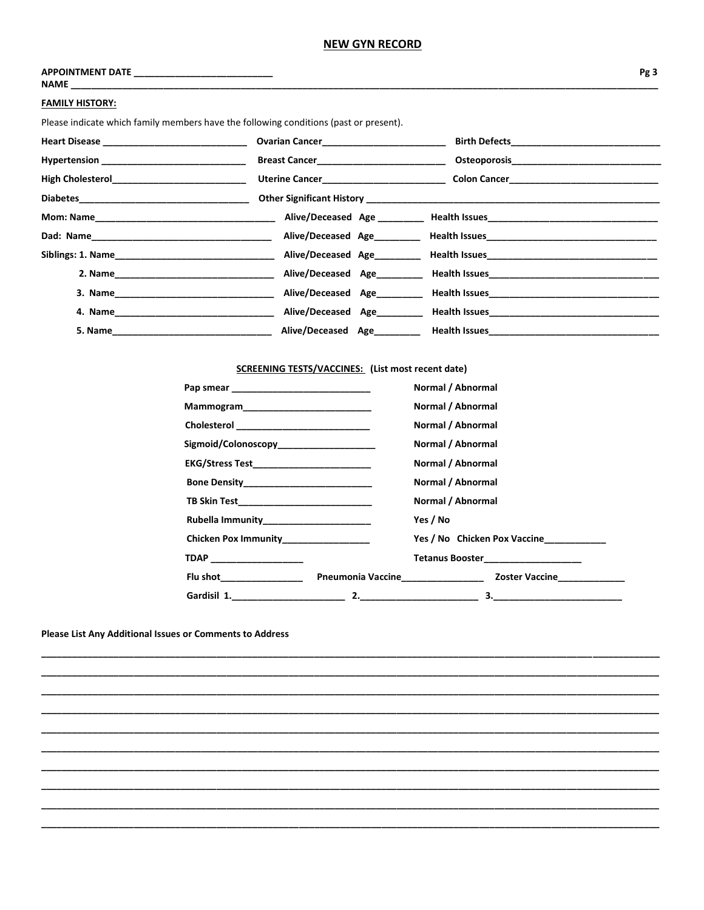## NEW GYN RECORD

**APPOINTMENT DATE ___________________________**

**NAME ___________________________________________________________________________________________**

**FAMILY HISTORY:**

Please indicate which family members have the following conditions (past or present).

**Heart Disease** ____________________________ **Ovarian Cancer** ________________________ **Birth Defects** ______________________________

**Hypertension** ____________________________ **Breast Cancer** _________________________ **Osteoporosis** ______________________________

**High Cholesterol** __________________________ **Uterine Cancer** ________________________ **Colon Cancer** ______________________________

**Diabetes** _________________________________ **Other Significant History** ____________________________________________________________

**Mom: Name** ___________________________________ **Alive/Deceased Age** _________ **Health Issues** _________________________________

**Dad: Name** ___________________________________ **Alive/Deceased Age** _________ **Health Issues** _________________________________

**Siblings: 1. Name** _______________________________ **Alive/Deceased Age** _________ **Health Issues** _________________________________

**2. Name** _______________________________ **Alive/Deceased Age** _________ **Health Issues** _________________________________

**3. Name** _______________________________ **Alive/Deceased Age** _________ **Health Issues** _________________________________

**4. Name** _______________________________ **Alive/Deceased Age** _________ **Health Issues** _________________________________

**5. Name** _______________________________ **Alive/Deceased Age** _________ **Health Issues** _________________________________

**SCREENING TESTS/VACCINES: (List most recent date)**

**Pap smear** ___________________________ **Normal / Abnormal**

**Mammogram** _________________________ **Normal / Abnormal**

**Cholesterol** __________________________ **Normal / Abnormal**

**Sigmoid/Colonoscopy** ___________________ **Normal / Abnormal**

**EKG/Stress Test** _______________________ **Normal / Abnormal**

**Bone Density** _________________________ **Normal / Abnormal**

**TB Skin Test** __________________________ **Normal / Abnormal**

**Rubella Immunity** _____________________ **Yes / No**

**Chicken Pox Immunity** _________________ **Yes / No Chicken Pox Vaccine** ____________

**TDAP** __________________ **Tetanus Booster** ___________________

**Flu shot** ________________ **Pneumonia Vaccine** ________________ **Zoster Vaccine** _____________

**Gardisil 1.** ______________________ **2.** _______________________ **3.** _________________________

**Please List Any Additional Issues or Comments to Address**

______________________________________________________________________________________________

______________________________________________________________________________________________

______________________________________________________________________________________________

______________________________________________________________________________________________

______________________________________________________________________________________________

______________________________________________________________________________________________

______________________________________________________________________________________________

______________________________________________________________________________________________

______________________________________________________________________________________________

______________________________________________________________________________________________